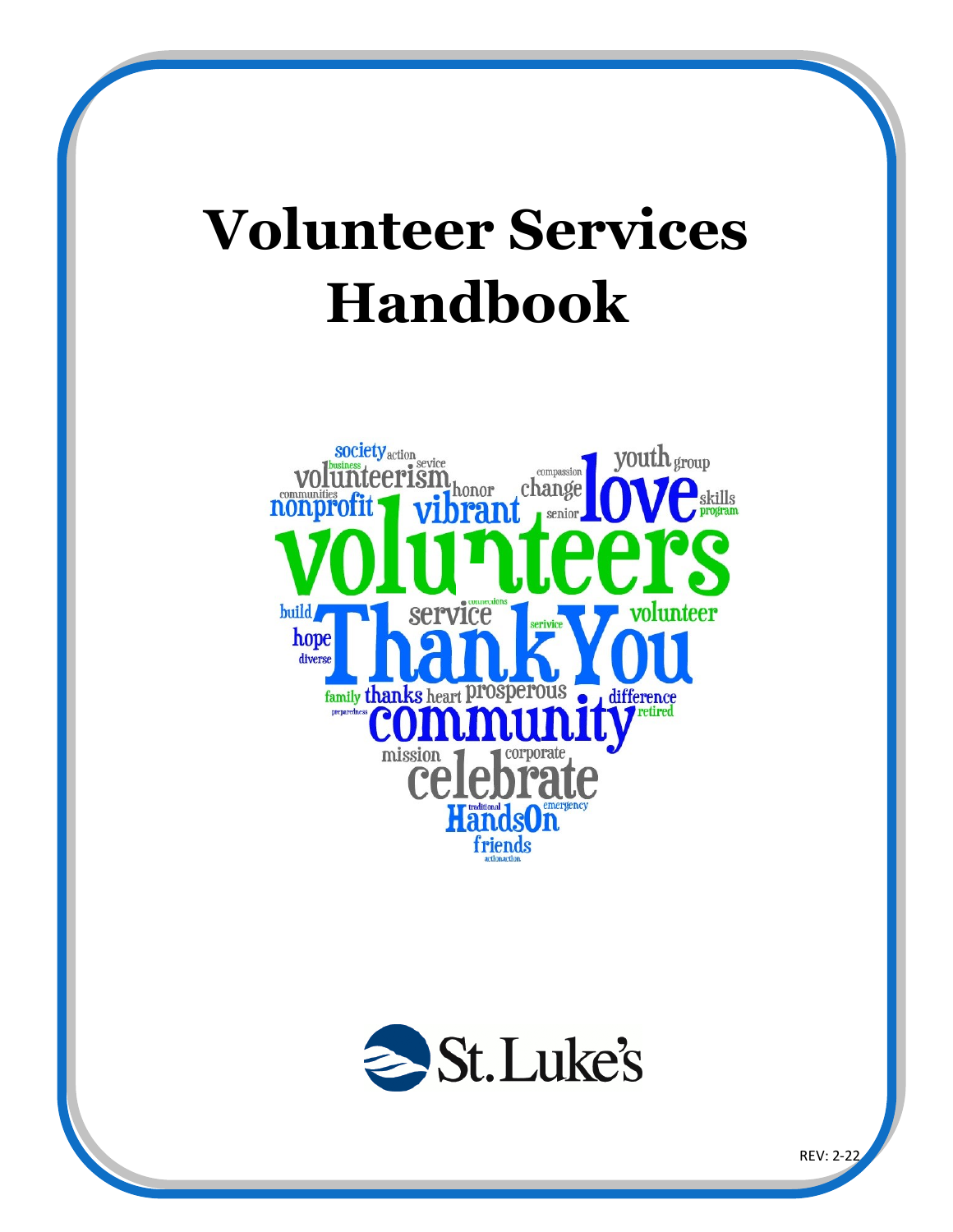# Volunteer Services Handbook

REV: 2-22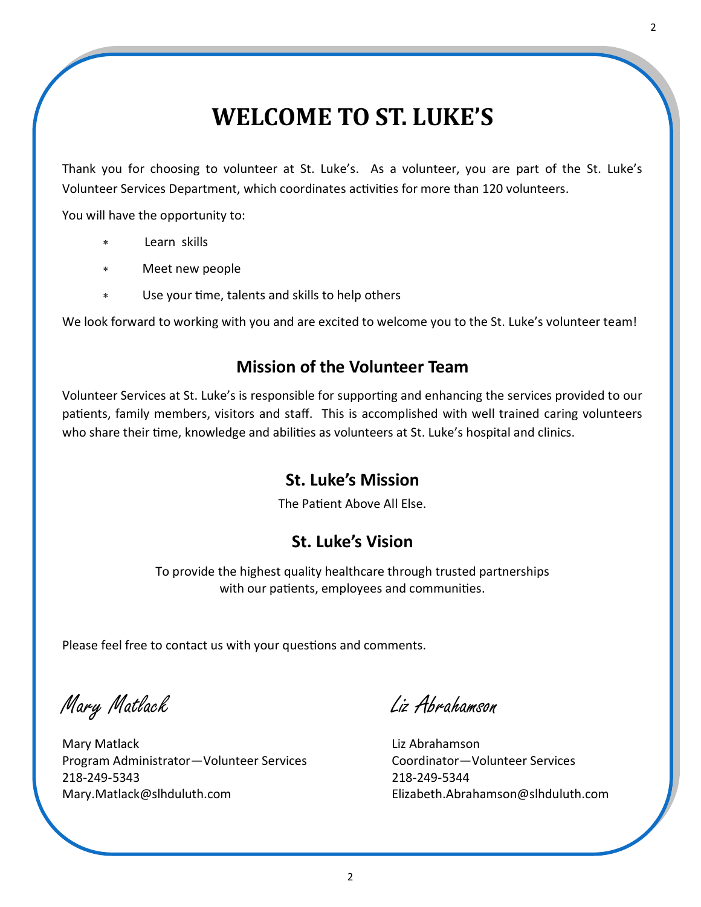# WELCOME TO ST. LUKE'S

Thank you for choosing to volunteer at St. Luke's. As a volunteer, you are part of the St. Luke's Volunteer Services Department, which coordinates activities for more than 120 volunteers.

You will have the opportunity to:

- Learn skills
- Meet new people
- Use your time, talents and skills to help others

We look forward to working with you and are excited to welcome you to the St. Luke's volunteer team!

## Mission of the Volunteer Team

Volunteer Services at St. Luke's is responsible for supporting and enhancing the services provided to our patients, family members, visitors and staff. This is accomplished with well trained caring volunteers who share their time, knowledge and abilities as volunteers at St. Luke's hospital and clinics.

## St. Luke's Mission

The Patient Above All Else.

## St. Luke's Vision

To provide the highest quality healthcare through trusted partnerships with our patients, employees and communities.

Please feel free to contact us with your questions and comments.

*Mary Matlack*

Mary Matlack
Program Administrator—Volunteer Services
218-249-5343
Mary.Matlack@slhduluth.com

*Liz Abrahamson*

Liz Abrahamson
Coordinator—Volunteer Services
218-249-5344
Elizabeth.Abrahamson@slhduluth.com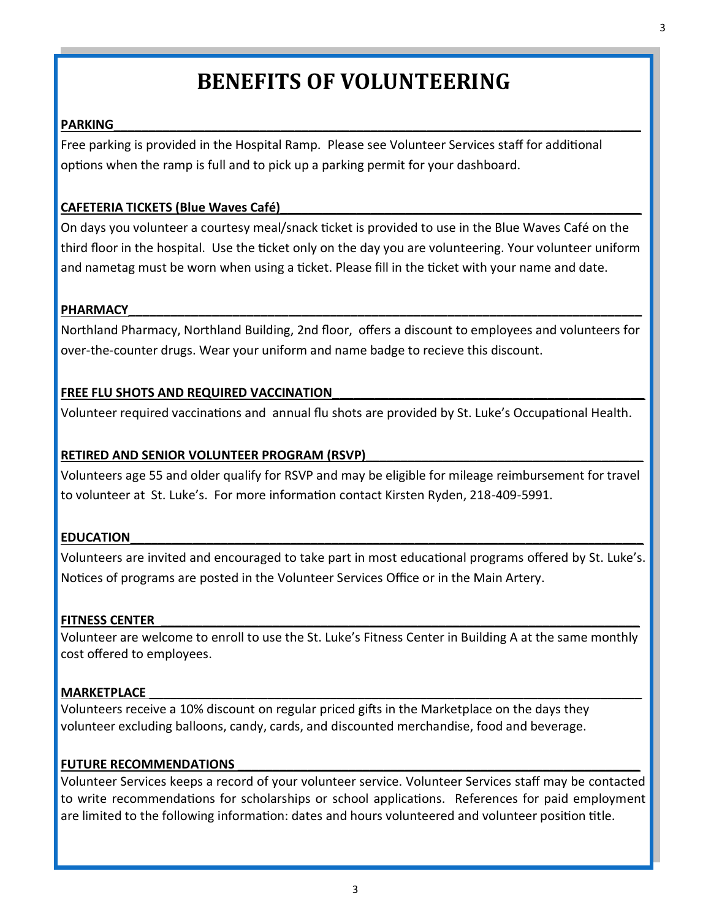# BENEFITS OF VOLUNTEERING

**PARKING**

Free parking is provided in the Hospital Ramp. Please see Volunteer Services staff for additional options when the ramp is full and to pick up a parking permit for your dashboard.

**CAFETERIA TICKETS (Blue Waves Café)**

On days you volunteer a courtesy meal/snack ticket is provided to use in the Blue Waves Café on the third floor in the hospital. Use the ticket only on the day you are volunteering. Your volunteer uniform and nametag must be worn when using a ticket. Please fill in the ticket with your name and date.

**PHARMACY**

Northland Pharmacy, Northland Building, 2nd floor, offers a discount to employees and volunteers for over-the-counter drugs. Wear your uniform and name badge to recieve this discount.

**FREE FLU SHOTS AND REQUIRED VACCINATION**

Volunteer required vaccinations and annual flu shots are provided by St. Luke's Occupational Health.

**RETIRED AND SENIOR VOLUNTEER PROGRAM (RSVP)**

Volunteers age 55 and older qualify for RSVP and may be eligible for mileage reimbursement for travel to volunteer at St. Luke's. For more information contact Kirsten Ryden, 218-409-5991.

**EDUCATION**

Volunteers are invited and encouraged to take part in most educational programs offered by St. Luke's. Notices of programs are posted in the Volunteer Services Office or in the Main Artery.

**FITNESS CENTER**

Volunteer are welcome to enroll to use the St. Luke's Fitness Center in Building A at the same monthly cost offered to employees.

**MARKETPLACE**

Volunteers receive a 10% discount on regular priced gifts in the Marketplace on the days they volunteer excluding balloons, candy, cards, and discounted merchandise, food and beverage.

**FUTURE RECOMMENDATIONS**

Volunteer Services keeps a record of your volunteer service. Volunteer Services staff may be contacted to write recommendations for scholarships or school applications. References for paid employment are limited to the following information: dates and hours volunteered and volunteer position title.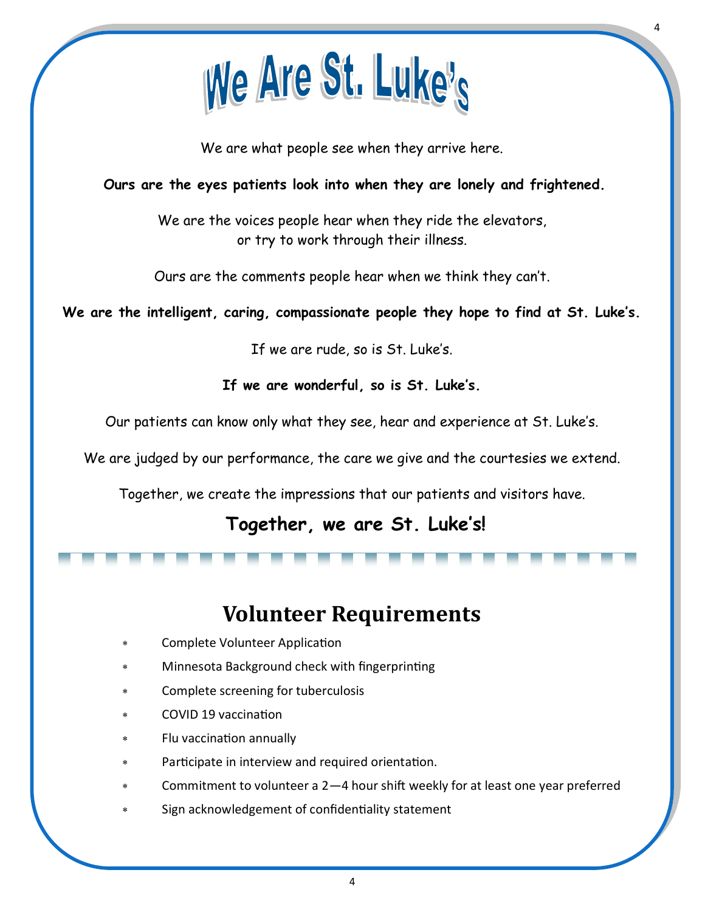# We Are St. Luke's

We are what people see when they arrive here.

**Ours are the eyes patients look into when they are lonely and frightened.**

We are the voices people hear when they ride the elevators,
or try to work through their illness.

Ours are the comments people hear when we think they can't.

**We are the intelligent, caring, compassionate people they hope to find at St. Luke's.**

If we are rude, so is St. Luke's.

**If we are wonderful, so is St. Luke's.**

Our patients can know only what they see, hear and experience at St. Luke's.

We are judged by our performance, the care we give and the courtesies we extend.

Together, we create the impressions that our patients and visitors have.

**Together, we are St. Luke's!**

## Volunteer Requirements

- Complete Volunteer Application
- Minnesota Background check with fingerprinting
- Complete screening for tuberculosis
- COVID 19 vaccination
- Flu vaccination annually
- Participate in interview and required orientation.
- Commitment to volunteer a 2—4 hour shift weekly for at least one year preferred
- Sign acknowledgement of confidentiality statement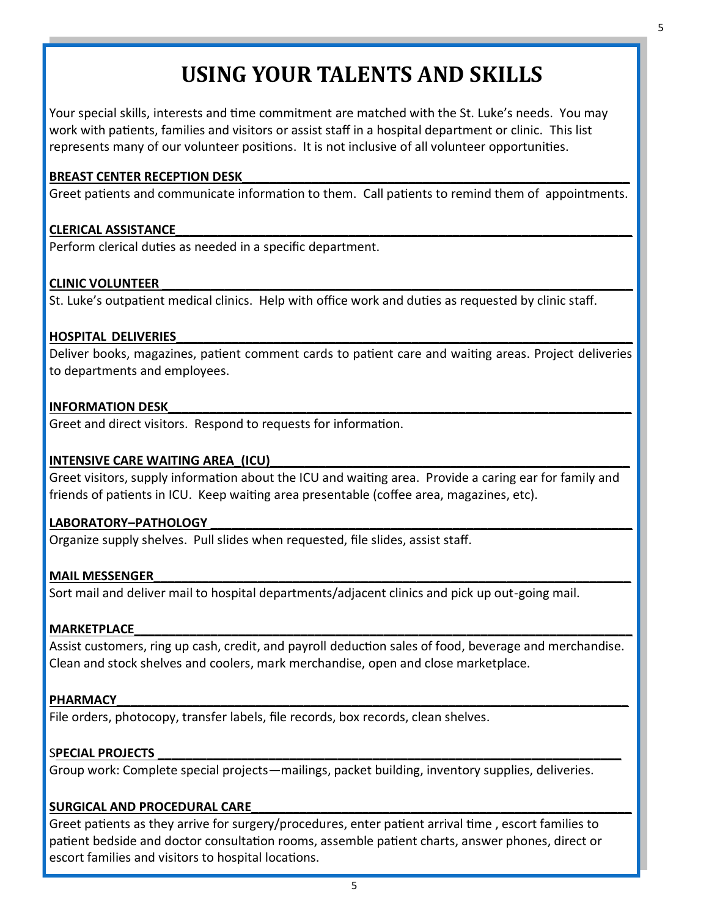# USING YOUR TALENTS AND SKILLS

Your special skills, interests and time commitment are matched with the St. Luke's needs. You may work with patients, families and visitors or assist staff in a hospital department or clinic. This list represents many of our volunteer positions. It is not inclusive of all volunteer opportunities.

**BREAST CENTER RECEPTION DESK**

Greet patients and communicate information to them. Call patients to remind them of appointments.

**CLERICAL ASSISTANCE**

Perform clerical duties as needed in a specific department.

**CLINIC VOLUNTEER**

St. Luke's outpatient medical clinics. Help with office work and duties as requested by clinic staff.

**HOSPITAL DELIVERIES**

Deliver books, magazines, patient comment cards to patient care and waiting areas. Project deliveries to departments and employees.

**INFORMATION DESK**

Greet and direct visitors. Respond to requests for information.

**INTENSIVE CARE WAITING AREA (ICU)**

Greet visitors, supply information about the ICU and waiting area. Provide a caring ear for family and friends of patients in ICU. Keep waiting area presentable (coffee area, magazines, etc).

**LABORATORY–PATHOLOGY**

Organize supply shelves. Pull slides when requested, file slides, assist staff.

**MAIL MESSENGER**

Sort mail and deliver mail to hospital departments/adjacent clinics and pick up out-going mail.

**MARKETPLACE**

Assist customers, ring up cash, credit, and payroll deduction sales of food, beverage and merchandise. Clean and stock shelves and coolers, mark merchandise, open and close marketplace.

**PHARMACY**

File orders, photocopy, transfer labels, file records, box records, clean shelves.

**SPECIAL PROJECTS**

Group work: Complete special projects—mailings, packet building, inventory supplies, deliveries.

**SURGICAL AND PROCEDURAL CARE**

Greet patients as they arrive for surgery/procedures, enter patient arrival time , escort families to patient bedside and doctor consultation rooms, assemble patient charts, answer phones, direct or escort families and visitors to hospital locations.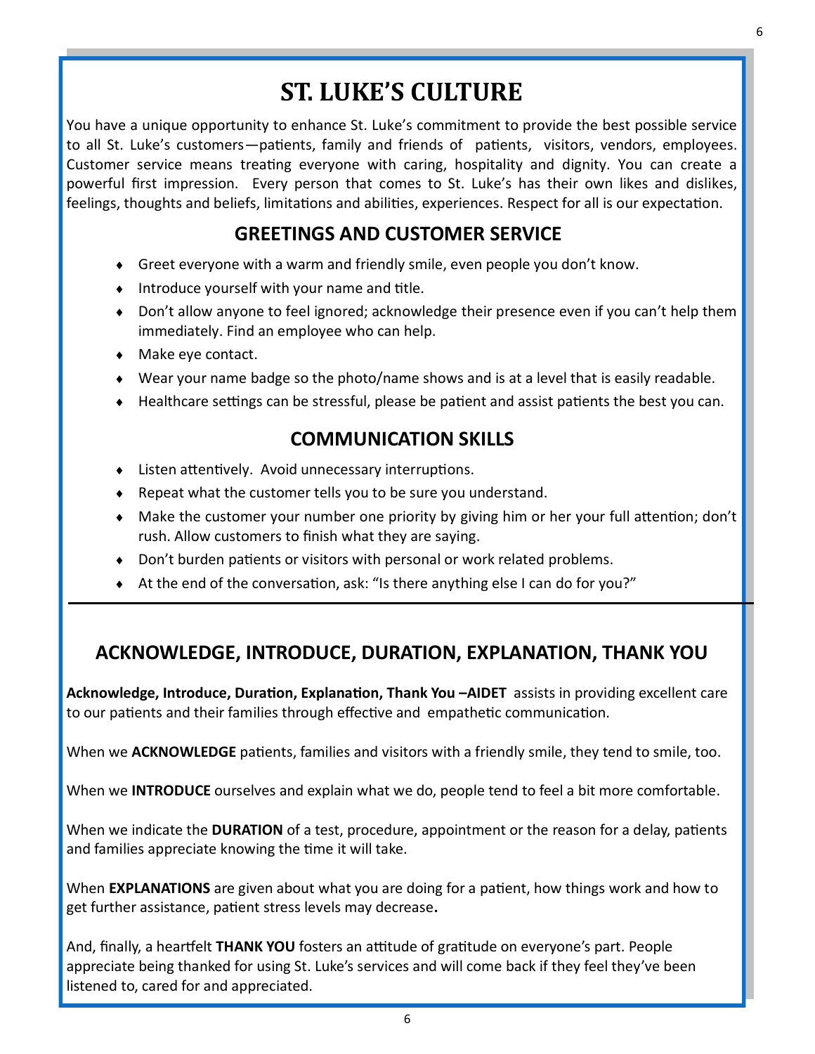# ST. LUKE'S CULTURE

You have a unique opportunity to enhance St. Luke's commitment to provide the best possible service to all St. Luke's customers—patients, family and friends of patients, visitors, vendors, employees. Customer service means treating everyone with caring, hospitality and dignity. You can create a powerful first impression. Every person that comes to St. Luke's has their own likes and dislikes, feelings, thoughts and beliefs, limitations and abilities, experiences. Respect for all is our expectation.

## GREETINGS AND CUSTOMER SERVICE

- Greet everyone with a warm and friendly smile, even people you don't know.
- Introduce yourself with your name and title.
- Don't allow anyone to feel ignored; acknowledge their presence even if you can't help them immediately. Find an employee who can help.
- Make eye contact.
- Wear your name badge so the photo/name shows and is at a level that is easily readable.
- Healthcare settings can be stressful, please be patient and assist patients the best you can.

## COMMUNICATION SKILLS

- Listen attentively. Avoid unnecessary interruptions.
- Repeat what the customer tells you to be sure you understand.
- Make the customer your number one priority by giving him or her your full attention; don't rush. Allow customers to finish what they are saying.
- Don't burden patients or visitors with personal or work related problems.
- At the end of the conversation, ask: "Is there anything else I can do for you?"

---

## ACKNOWLEDGE, INTRODUCE, DURATION, EXPLANATION, THANK YOU

**Acknowledge, Introduce, Duration, Explanation, Thank You –AIDET** assists in providing excellent care to our patients and their families through effective and empathetic communication.

When we **ACKNOWLEDGE** patients, families and visitors with a friendly smile, they tend to smile, too.

When we **INTRODUCE** ourselves and explain what we do, people tend to feel a bit more comfortable.

When we indicate the **DURATION** of a test, procedure, appointment or the reason for a delay, patients and families appreciate knowing the time it will take.

When **EXPLANATIONS** are given about what you are doing for a patient, how things work and how to get further assistance, patient stress levels may decrease**.**

And, finally, a heartfelt **THANK YOU** fosters an attitude of gratitude on everyone's part. People appreciate being thanked for using St. Luke's services and will come back if they feel they've been listened to, cared for and appreciated.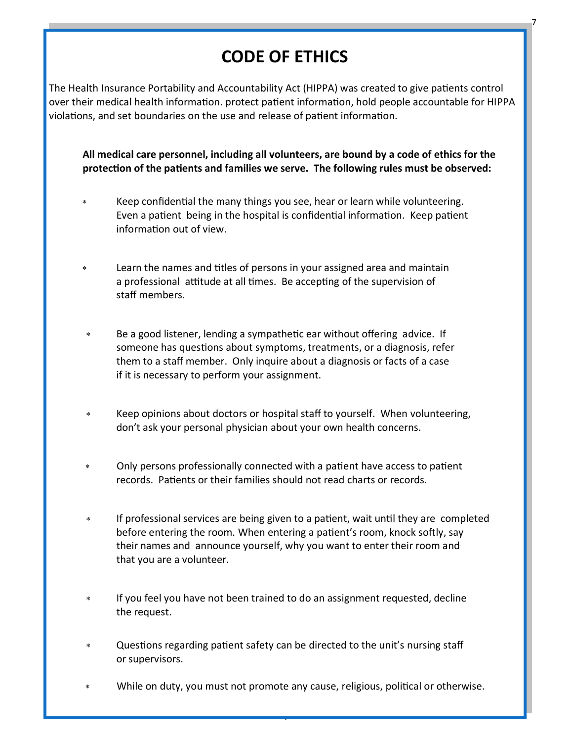# CODE OF ETHICS

The Health Insurance Portability and Accountability Act (HIPPA) was created to give patients control over their medical health information. protect patient information, hold people accountable for HIPPA violations, and set boundaries on the use and release of patient information.

**All medical care personnel, including all volunteers, are bound by a code of ethics for the protection of the patients and families we serve. The following rules must be observed:**

- Keep confidential the many things you see, hear or learn while volunteering. Even a patient being in the hospital is confidential information. Keep patient information out of view.

- Learn the names and titles of persons in your assigned area and maintain a professional attitude at all times. Be accepting of the supervision of staff members.

- Be a good listener, lending a sympathetic ear without offering advice. If someone has questions about symptoms, treatments, or a diagnosis, refer them to a staff member. Only inquire about a diagnosis or facts of a case if it is necessary to perform your assignment.

- Keep opinions about doctors or hospital staff to yourself. When volunteering, don't ask your personal physician about your own health concerns.

- Only persons professionally connected with a patient have access to patient records. Patients or their families should not read charts or records.

- If professional services are being given to a patient, wait until they are completed before entering the room. When entering a patient's room, knock softly, say their names and announce yourself, why you want to enter their room and that you are a volunteer.

- If you feel you have not been trained to do an assignment requested, decline the request.

- Questions regarding patient safety can be directed to the unit's nursing staff or supervisors.

- While on duty, you must not promote any cause, religious, political or otherwise.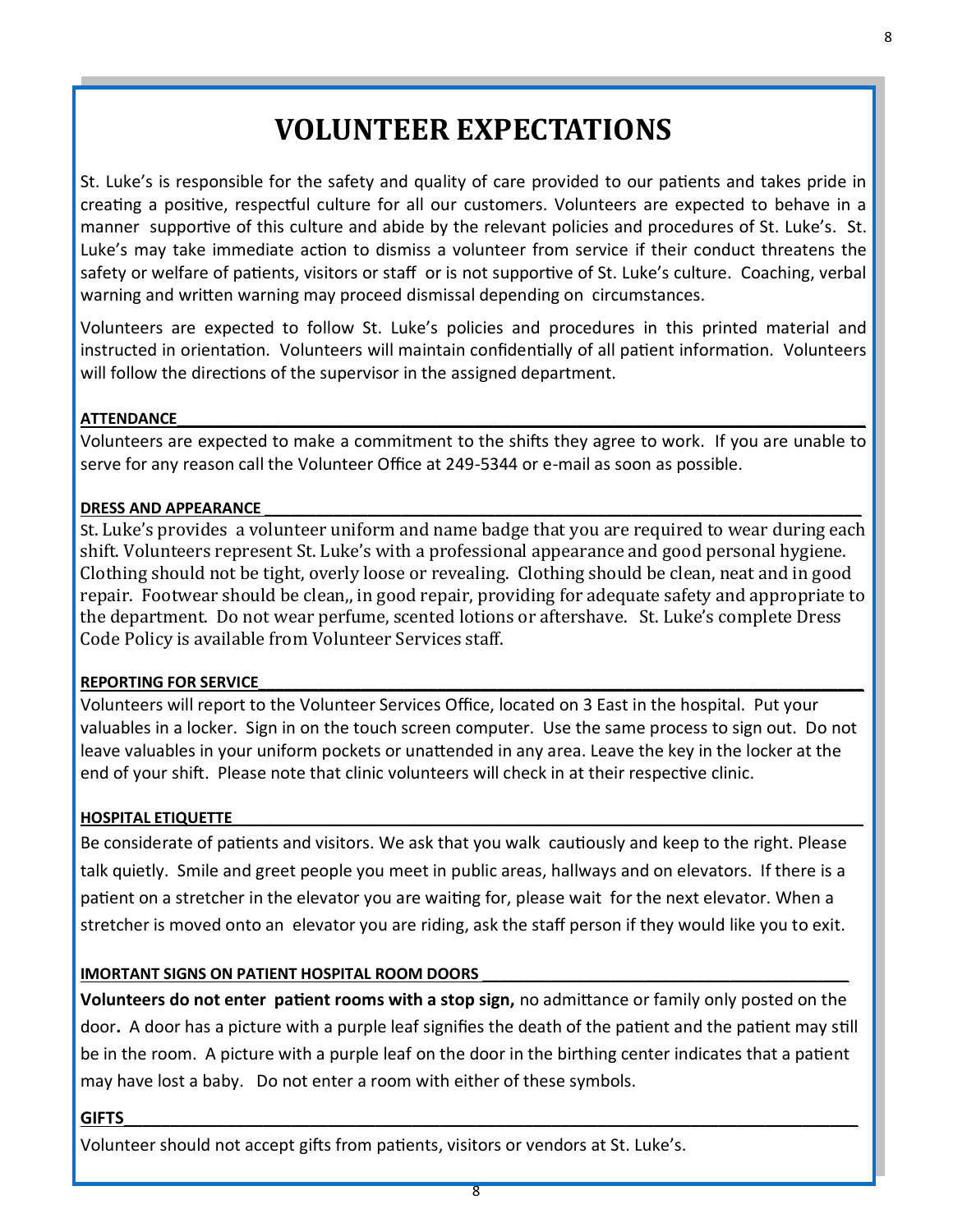# VOLUNTEER EXPECTATIONS

St. Luke's is responsible for the safety and quality of care provided to our patients and takes pride in creating a positive, respectful culture for all our customers. Volunteers are expected to behave in a manner supportive of this culture and abide by the relevant policies and procedures of St. Luke's. St. Luke's may take immediate action to dismiss a volunteer from service if their conduct threatens the safety or welfare of patients, visitors or staff or is not supportive of St. Luke's culture. Coaching, verbal warning and written warning may proceed dismissal depending on circumstances.

Volunteers are expected to follow St. Luke's policies and procedures in this printed material and instructed in orientation. Volunteers will maintain confidentially of all patient information. Volunteers will follow the directions of the supervisor in the assigned department.

**ATTENDANCE**

Volunteers are expected to make a commitment to the shifts they agree to work. If you are unable to serve for any reason call the Volunteer Office at 249-5344 or e-mail as soon as possible.

**DRESS AND APPEARANCE**

St. Luke's provides a volunteer uniform and name badge that you are required to wear during each shift. Volunteers represent St. Luke's with a professional appearance and good personal hygiene. Clothing should not be tight, overly loose or revealing. Clothing should be clean, neat and in good repair. Footwear should be clean,, in good repair, providing for adequate safety and appropriate to the department. Do not wear perfume, scented lotions or aftershave. St. Luke's complete Dress Code Policy is available from Volunteer Services staff.

**REPORTING FOR SERVICE**

Volunteers will report to the Volunteer Services Office, located on 3 East in the hospital. Put your valuables in a locker. Sign in on the touch screen computer. Use the same process to sign out. Do not leave valuables in your uniform pockets or unattended in any area. Leave the key in the locker at the end of your shift. Please note that clinic volunteers will check in at their respective clinic.

**HOSPITAL ETIQUETTE**

Be considerate of patients and visitors. We ask that you walk cautiously and keep to the right. Please talk quietly. Smile and greet people you meet in public areas, hallways and on elevators. If there is a patient on a stretcher in the elevator you are waiting for, please wait for the next elevator. When a stretcher is moved onto an elevator you are riding, ask the staff person if they would like you to exit.

**IMORTANT SIGNS ON PATIENT HOSPITAL ROOM DOORS**

**Volunteers do not enter patient rooms with a stop sign,** no admittance or family only posted on the door**.** A door has a picture with a purple leaf signifies the death of the patient and the patient may still be in the room. A picture with a purple leaf on the door in the birthing center indicates that a patient may have lost a baby. Do not enter a room with either of these symbols.

**GIFTS**

Volunteer should not accept gifts from patients, visitors or vendors at St. Luke's.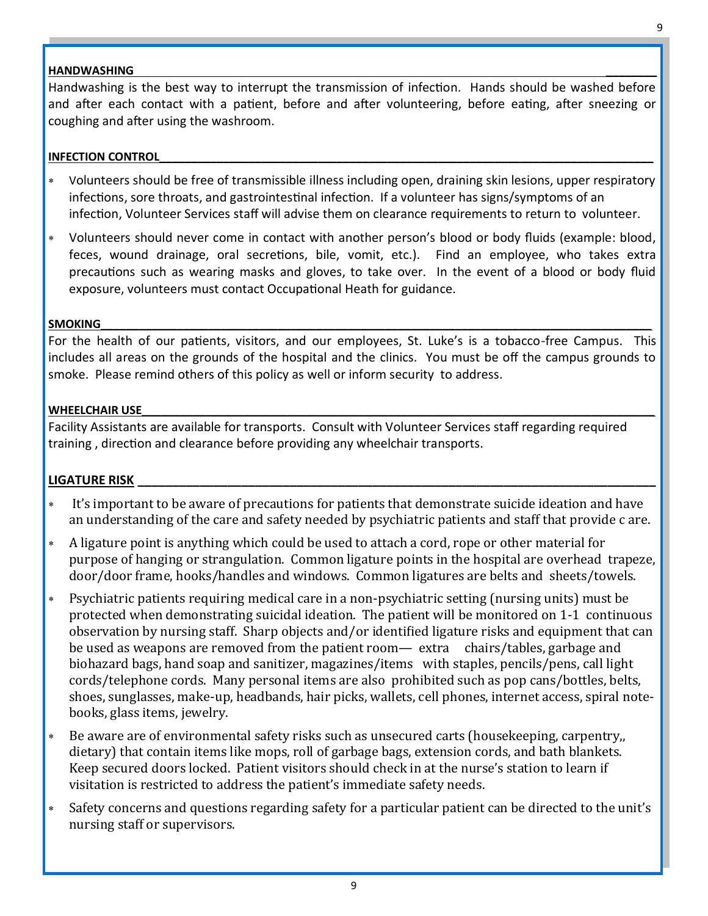## HANDWASHING

Handwashing is the best way to interrupt the transmission of infection. Hands should be washed before and after each contact with a patient, before and after volunteering, before eating, after sneezing or coughing and after using the washroom.

## INFECTION CONTROL

- Volunteers should be free of transmissible illness including open, draining skin lesions, upper respiratory infections, sore throats, and gastrointestinal infection. If a volunteer has signs/symptoms of an infection, Volunteer Services staff will advise them on clearance requirements to return to volunteer.
- Volunteers should never come in contact with another person's blood or body fluids (example: blood, feces, wound drainage, oral secretions, bile, vomit, etc.). Find an employee, who takes extra precautions such as wearing masks and gloves, to take over. In the event of a blood or body fluid exposure, volunteers must contact Occupational Heath for guidance.

## SMOKING

For the health of our patients, visitors, and our employees, St. Luke's is a tobacco-free Campus. This includes all areas on the grounds of the hospital and the clinics. You must be off the campus grounds to smoke. Please remind others of this policy as well or inform security to address.

## WHEELCHAIR USE

Facility Assistants are available for transports. Consult with Volunteer Services staff regarding required training , direction and clearance before providing any wheelchair transports.

## LIGATURE RISK

- It's important to be aware of precautions for patients that demonstrate suicide ideation and have an understanding of the care and safety needed by psychiatric patients and staff that provide c are.
- A ligature point is anything which could be used to attach a cord, rope or other material for purpose of hanging or strangulation. Common ligature points in the hospital are overhead trapeze, door/door frame, hooks/handles and windows. Common ligatures are belts and sheets/towels.
- Psychiatric patients requiring medical care in a non-psychiatric setting (nursing units) must be protected when demonstrating suicidal ideation. The patient will be monitored on 1-1 continuous observation by nursing staff. Sharp objects and/or identified ligature risks and equipment that can be used as weapons are removed from the patient room— extra chairs/tables, garbage and biohazard bags, hand soap and sanitizer, magazines/items with staples, pencils/pens, call light cords/telephone cords. Many personal items are also prohibited such as pop cans/bottles, belts, shoes, sunglasses, make-up, headbands, hair picks, wallets, cell phones, internet access, spiral notebooks, glass items, jewelry.
- Be aware are of environmental safety risks such as unsecured carts (housekeeping, carpentry,, dietary) that contain items like mops, roll of garbage bags, extension cords, and bath blankets. Keep secured doors locked. Patient visitors should check in at the nurse's station to learn if visitation is restricted to address the patient's immediate safety needs.
- Safety concerns and questions regarding safety for a particular patient can be directed to the unit's nursing staff or supervisors.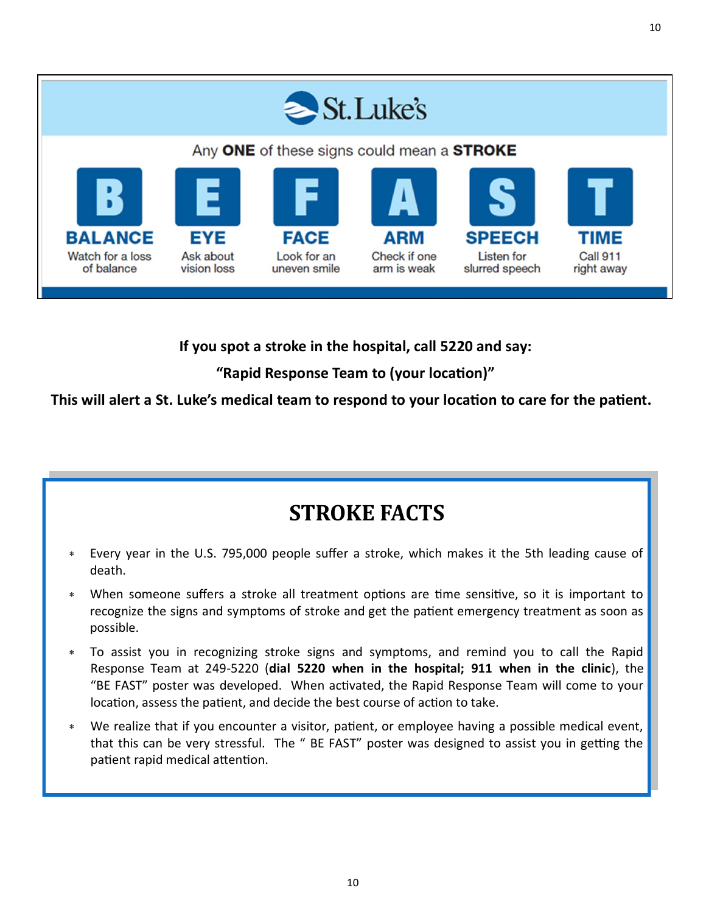St. Luke's

Any **ONE** of these signs could mean a **STROKE**

| B | E | F | A | S | T |
|---|---|---|---|---|---|
| **BALANCE** | **EYE** | **FACE** | **ARM** | **SPEECH** | **TIME** |
| Watch for a loss of balance | Ask about vision loss | Look for an uneven smile | Check if one arm is weak | Listen for slurred speech | Call 911 right away |

**If you spot a stroke in the hospital, call 5220 and say:**

**"Rapid Response Team to (your location)"**

**This will alert a St. Luke's medical team to respond to your location to care for the patient.**

# STROKE FACTS

- Every year in the U.S. 795,000 people suffer a stroke, which makes it the 5th leading cause of death.
- When someone suffers a stroke all treatment options are time sensitive, so it is important to recognize the signs and symptoms of stroke and get the patient emergency treatment as soon as possible.
- To assist you in recognizing stroke signs and symptoms, and remind you to call the Rapid Response Team at 249-5220 (**dial 5220 when in the hospital; 911 when in the clinic**), the "BE FAST" poster was developed. When activated, the Rapid Response Team will come to your location, assess the patient, and decide the best course of action to take.
- We realize that if you encounter a visitor, patient, or employee having a possible medical event, that this can be very stressful. The " BE FAST" poster was designed to assist you in getting the patient rapid medical attention.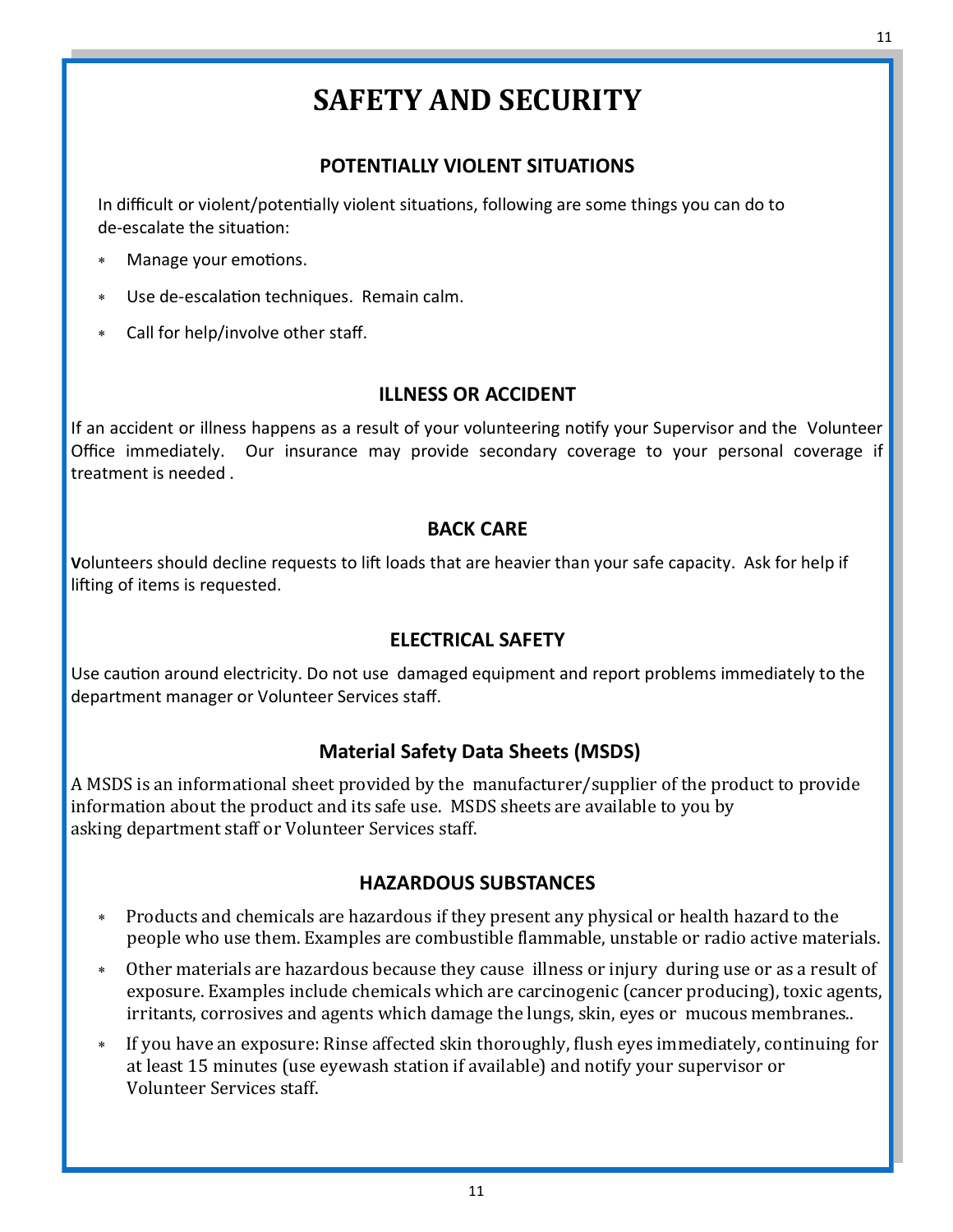# SAFETY AND SECURITY

## POTENTIALLY VIOLENT SITUATIONS

In difficult or violent/potentially violent situations, following are some things you can do to de-escalate the situation:

- Manage your emotions.
- Use de-escalation techniques. Remain calm.
- Call for help/involve other staff.

## ILLNESS OR ACCIDENT

If an accident or illness happens as a result of your volunteering notify your Supervisor and the Volunteer Office immediately. Our insurance may provide secondary coverage to your personal coverage if treatment is needed .

## BACK CARE

**V**olunteers should decline requests to lift loads that are heavier than your safe capacity. Ask for help if lifting of items is requested.

## ELECTRICAL SAFETY

Use caution around electricity. Do not use damaged equipment and report problems immediately to the department manager or Volunteer Services staff.

## Material Safety Data Sheets (MSDS)

A MSDS is an informational sheet provided by the manufacturer/supplier of the product to provide information about the product and its safe use. MSDS sheets are available to you by asking department staff or Volunteer Services staff.

## HAZARDOUS SUBSTANCES

- Products and chemicals are hazardous if they present any physical or health hazard to the people who use them. Examples are combustible flammable, unstable or radio active materials.
- Other materials are hazardous because they cause illness or injury during use or as a result of exposure. Examples include chemicals which are carcinogenic (cancer producing), toxic agents, irritants, corrosives and agents which damage the lungs, skin, eyes or mucous membranes..
- If you have an exposure: Rinse affected skin thoroughly, flush eyes immediately, continuing for at least 15 minutes (use eyewash station if available) and notify your supervisor or Volunteer Services staff.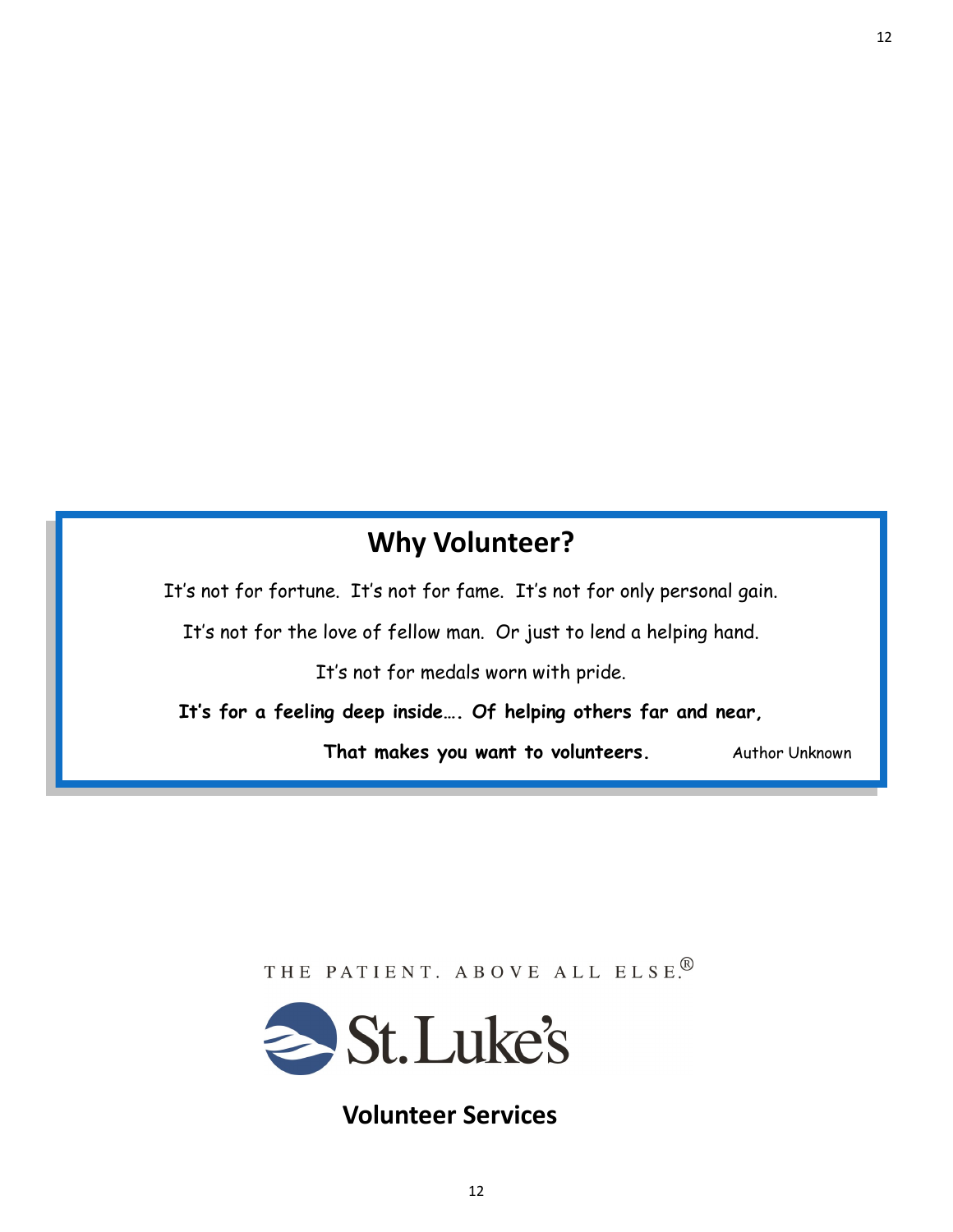## Why Volunteer?

It's not for fortune. It's not for fame. It's not for only personal gain.

It's not for the love of fellow man. Or just to lend a helping hand.

It's not for medals worn with pride.

**It's for a feeling deep inside…. Of helping others far and near,**

**That makes you want to volunteers.** Author Unknown

THE PATIENT. ABOVE ALL ELSE.®

St. Luke's

**Volunteer Services**